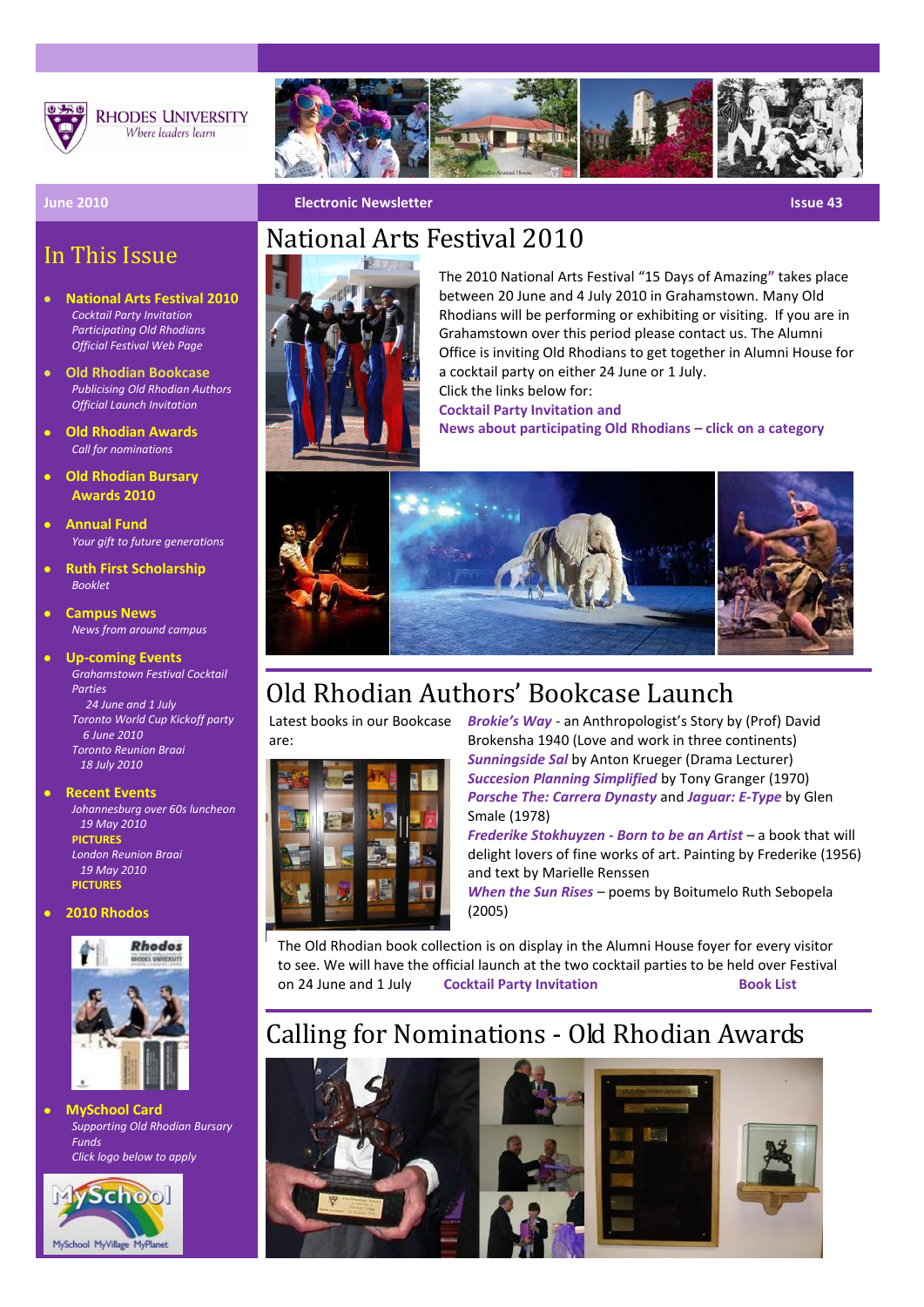RHODES UNIVERSITY
*Where leaders learn*

**June 2010** | **Electronic Newsletter** | **Issue 43**

## In This Issue

- **National Arts Festival 2010**
  *Cocktail Party Invitation*
  *Participating Old Rhodians*
  *Official Festival Web Page*
- **Old Rhodian Bookcase**
  *Publicising Old Rhodian Authors*
  *Official Launch Invitation*
- **Old Rhodian Awards**
  *Call for nominations*
- **Old Rhodian Bursary Awards 2010**
- **Annual Fund**
  *Your gift to future generations*
- **Ruth First Scholarship**
  *Booklet*
- **Campus News**
  *News from around campus*
- **Up-coming Events**
  *Grahamstown Festival Cocktail Parties*
  *24 June and 1 July*
  *Toronto World Cup Kickoff party*
  *6 June 2010*
  *Toronto Reunion Braai*
  *18 July 2010*
- **Recent Events**
  *Johannesburg over 60s luncheon*
  *19 May 2010*
  **PICTURES**
  *London Reunion Braai*
  *19 May 2010*
  **PICTURES**
- **2010 Rhodos**
- **MySchool Card**
  *Supporting Old Rhodian Bursary Funds*
  *Click logo below to apply*

# National Arts Festival 2010

The 2010 National Arts Festival "15 Days of Amazing" takes place between 20 June and 4 July 2010 in Grahamstown. Many Old Rhodians will be performing or exhibiting or visiting. If you are in Grahamstown over this period please contact us. The Alumni Office is inviting Old Rhodians to get together in Alumni House for a cocktail party on either 24 June or 1 July.

Click the links below for:

**Cocktail Party Invitation and**
**News about participating Old Rhodians – click on a category**

# Old Rhodian Authors' Bookcase Launch

Latest books in our Bookcase are:

***Brokie's Way*** - an Anthropologist's Story by (Prof) David Brokensha 1940 (Love and work in three continents)
***Sunningside Sal*** by Anton Krueger (Drama Lecturer)
***Succesion Planning Simplified*** by Tony Granger (1970)
***Porsche The: Carrera Dynasty*** and ***Jaguar: E-Type*** by Glen Smale (1978)
***Frederike Stokhuyzen - Born to be an Artist*** – a book that will delight lovers of fine works of art. Painting by Frederike (1956) and text by Marielle Renssen
***When the Sun Rises*** – poems by Boitumelo Ruth Sebopela (2005)

The Old Rhodian book collection is on display in the Alumni House foyer for every visitor to see. We will have the official launch at the two cocktail parties to be held over Festival on 24 June and 1 July **Cocktail Party Invitation** **Book List**

# Calling for Nominations - Old Rhodian Awards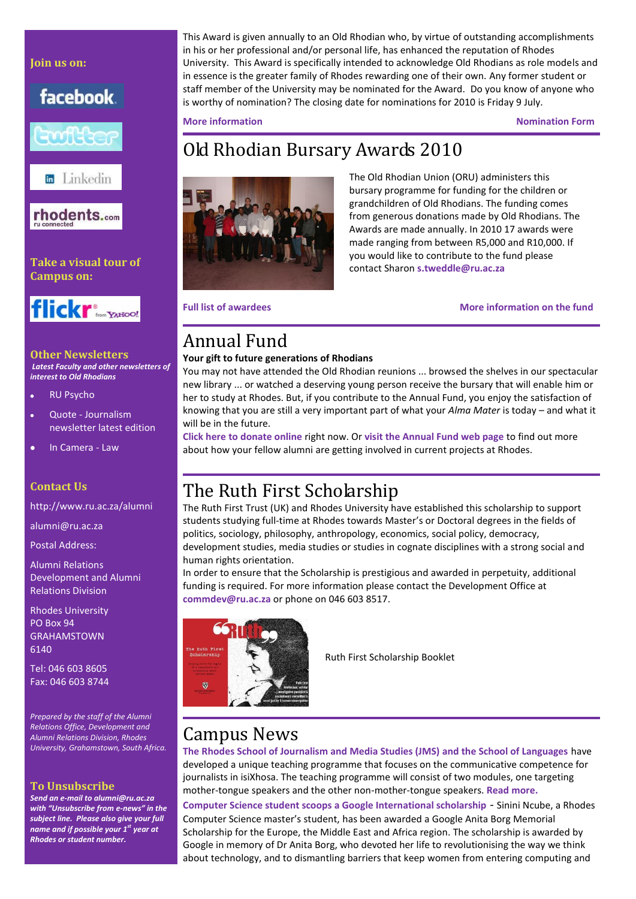This Award is given annually to an Old Rhodian who, by virtue of outstanding accomplishments in his or her professional and/or personal life, has enhanced the reputation of Rhodes University. This Award is specifically intended to acknowledge Old Rhodians as role models and in essence is the greater family of Rhodes rewarding one of their own. Any former student or staff member of the University may be nominated for the Award. Do you know of anyone who is worthy of nomination? The closing date for nominations for 2010 is Friday 9 July.

**More information** **Nomination Form**

# Old Rhodian Bursary Awards 2010

The Old Rhodian Union (ORU) administers this bursary programme for funding for the children or grandchildren of Old Rhodians. The funding comes from generous donations made by Old Rhodians. The Awards are made annually. In 2010 17 awards were made ranging from between R5,000 and R10,000. If you would like to contribute to the fund please contact Sharon **s.tweddle@ru.ac.za**

**Full list of awardees** **More information on the fund**

# Annual Fund

**Your gift to future generations of Rhodians**

You may not have attended the Old Rhodian reunions ... browsed the shelves in our spectacular new library ... or watched a deserving young person receive the bursary that will enable him or her to study at Rhodes. But, if you contribute to the Annual Fund, you enjoy the satisfaction of knowing that you are still a very important part of what your *Alma Mater* is today – and what it will be in the future.

**Click here to donate online** right now. Or **visit the Annual Fund web page** to find out more about how your fellow alumni are getting involved in current projects at Rhodes.

# The Ruth First Scholarship

The Ruth First Trust (UK) and Rhodes University have established this scholarship to support students studying full-time at Rhodes towards Master's or Doctoral degrees in the fields of politics, sociology, philosophy, anthropology, economics, social policy, democracy, development studies, media studies or studies in cognate disciplines with a strong social and human rights orientation.

In order to ensure that the Scholarship is prestigious and awarded in perpetuity, additional funding is required. For more information please contact the Development Office at **commdev@ru.ac.za** or phone on 046 603 8517.

Ruth First Scholarship Booklet

# Campus News

**The Rhodes School of Journalism and Media Studies (JMS) and the School of Languages** have developed a unique teaching programme that focuses on the communicative competence for journalists in isiXhosa. The teaching programme will consist of two modules, one targeting mother-tongue speakers and the other non-mother-tongue speakers. **Read more.**

**Computer Science student scoops a Google International scholarship** - Sinini Ncube, a Rhodes Computer Science master's student, has been awarded a Google Anita Borg Memorial Scholarship for the Europe, the Middle East and Africa region. The scholarship is awarded by Google in memory of Dr Anita Borg, who devoted her life to revolutionising the way we think about technology, and to dismantling barriers that keep women from entering computing and

**Join us on:**

facebook

twitter

Linkedin

rhodents.com

**Take a visual tour of Campus on:**

flickr

**Other Newsletters**

***Latest Faculty and other newsletters of interest to Old Rhodians***

- RU Psycho
- Quote - Journalism newsletter latest edition
- In Camera - Law

**Contact Us**

http://www.ru.ac.za/alumni

alumni@ru.ac.za

Postal Address:

Alumni Relations
Development and Alumni Relations Division

Rhodes University
PO Box 94
GRAHAMSTOWN
6140

Tel: 046 603 8605
Fax: 046 603 8744

*Prepared by the staff of the Alumni Relations Office, Development and Alumni Relations Division, Rhodes University, Grahamstown, South Africa.*

**To Unsubscribe**

***Send an e-mail to alumni@ru.ac.za with "Unsubscribe from e-news" in the subject line. Please also give your full name and if possible your 1st year at Rhodes or student number.***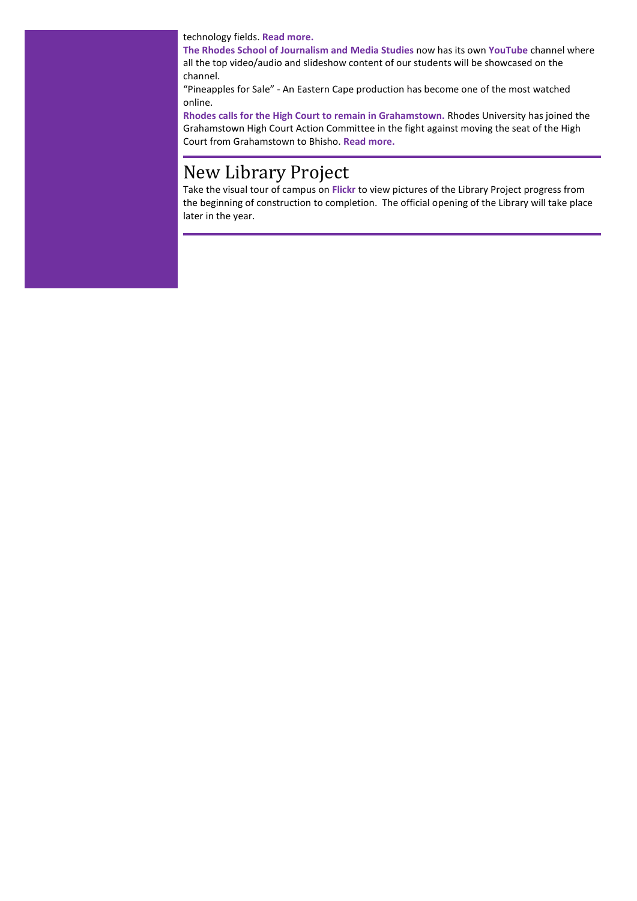technology fields. **Read more.**

**The Rhodes School of Journalism and Media Studies** now has its own **YouTube** channel where all the top video/audio and slideshow content of our students will be showcased on the channel.

"Pineapples for Sale" - An Eastern Cape production has become one of the most watched online.

**Rhodes calls for the High Court to remain in Grahamstown.** Rhodes University has joined the Grahamstown High Court Action Committee in the fight against moving the seat of the High Court from Grahamstown to Bhisho. **Read more.**

## New Library Project

Take the visual tour of campus on **Flickr** to view pictures of the Library Project progress from the beginning of construction to completion. The official opening of the Library will take place later in the year.